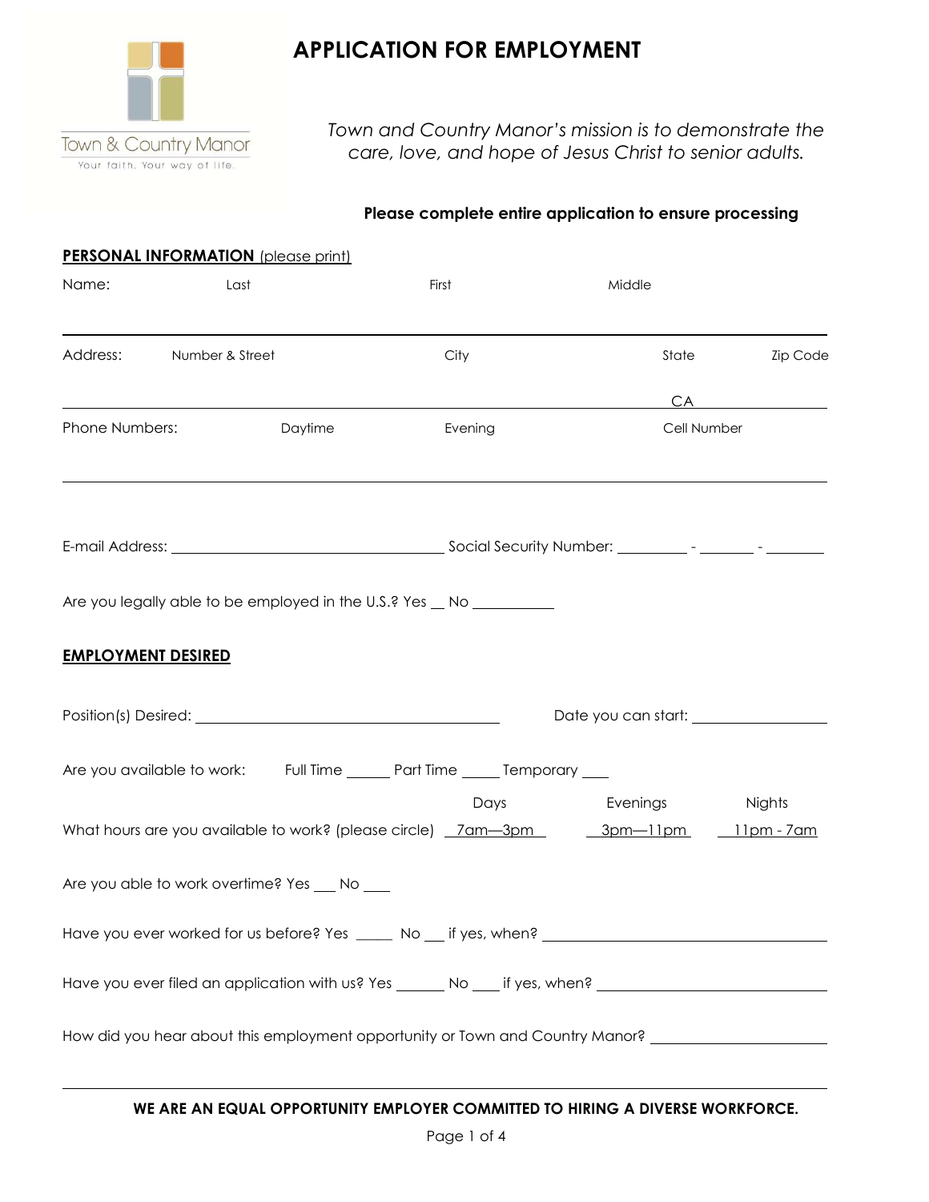Town & Country Manor

Your faith. Your way of life.

# APPLICATION FOR EMPLOYMENT

*Town and Country Manor's mission is to demonstrate the care, love, and hope of Jesus Christ to senior adults.*

**Please complete entire application to ensure processing**

## PERSONAL INFORMATION (please print)

Name: Last First Middle

Address: Number & Street City State Zip Code

CA

Phone Numbers: Daytime Evening Cell Number

E-mail Address: ______________________ Social Security Number: _______ - _______ - _______

Are you legally able to be employed in the U.S.? Yes __ No ________

## EMPLOYMENT DESIRED

Position(s) Desired: ______________________ Date you can start: ____________

Are you available to work: Full Time ______ Part Time _____ Temporary ___

What hours are you available to work? (please circle)

| Days | Evenings | Nights |
|---|---|---|
| 7am—3pm | 3pm—11pm | 11pm - 7am |

Are you able to work overtime? Yes ___ No ___

Have you ever worked for us before? Yes _____ No ___ if yes, when? ______________________

Have you ever filed an application with us? Yes ______ No ___ if yes, when? ______________________

How did you hear about this employment opportunity or Town and Country Manor? ______________________

**WE ARE AN EQUAL OPPORTUNITY EMPLOYER COMMITTED TO HIRING A DIVERSE WORKFORCE.**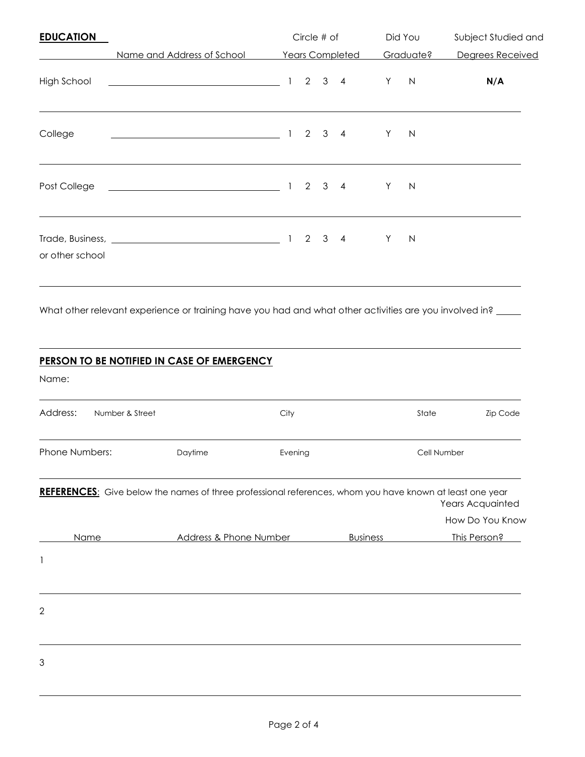## EDUCATION

| | Name and Address of School | Circle # of Years Completed | Did You Graduate? | Subject Studied and Degrees Received |
|---|---|---|---|---|
| High School | | 1 2 3 4 | Y N | **N/A** |
| College | | 1 2 3 4 | Y N | |
| Post College | | 1 2 3 4 | Y N | |
| Trade, Business, or other school | | 1 2 3 4 | Y N | |

What other relevant experience or training have you had and what other activities are you involved in? _____

## PERSON TO BE NOTIFIED IN CASE OF EMERGENCY

Name:

| Address: | Number & Street | City | State | Zip Code |
|---|---|---|---|---|
| | | | | |

| Phone Numbers: | Daytime | Evening | Cell Number |
|---|---|---|---|
| | | | |

**REFERENCES**: Give below the names of three professional references, whom you have known at least one year

| | Name | Address & Phone Number | Business | Years Acquainted How Do You Know This Person? |
|---|---|---|---|---|
| 1 | | | | |
| 2 | | | | |
| 3 | | | | |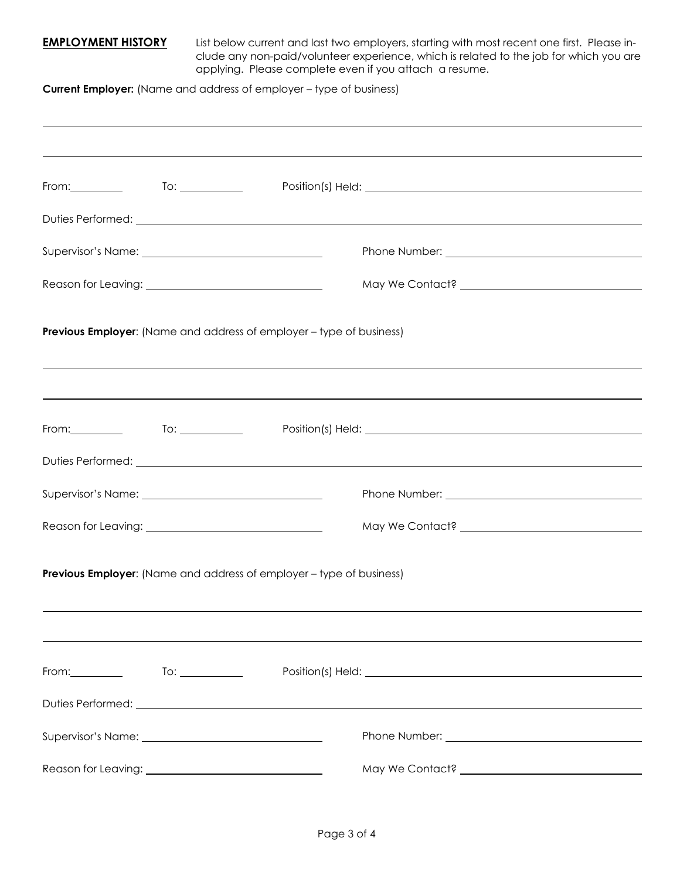**EMPLOYMENT HISTORY**

List below current and last two employers, starting with most recent one first. Please include any non-paid/volunteer experience, which is related to the job for which you are applying. Please complete even if you attach a resume.

**Current Employer:** (Name and address of employer – type of business)

______________________________________________________________________

______________________________________________________________________

From:__________ To: ____________ Position(s) Held: ______________________________

Duties Performed: ______________________________________________________

Supervisor's Name: ______________________________ Phone Number: ______________________________

Reason for Leaving: ______________________________ May We Contact? ______________________________

**Previous Employer**: (Name and address of employer – type of business)

______________________________________________________________________

______________________________________________________________________

From:__________ To: ____________ Position(s) Held: ______________________________

Duties Performed: ______________________________________________________

Supervisor's Name: ______________________________ Phone Number: ______________________________

Reason for Leaving: ______________________________ May We Contact? ______________________________

**Previous Employer**: (Name and address of employer – type of business)

______________________________________________________________________

______________________________________________________________________

From:__________ To: ____________ Position(s) Held: ______________________________

Duties Performed: ______________________________________________________

Supervisor's Name: ______________________________ Phone Number: ______________________________

Reason for Leaving: ______________________________ May We Contact? ______________________________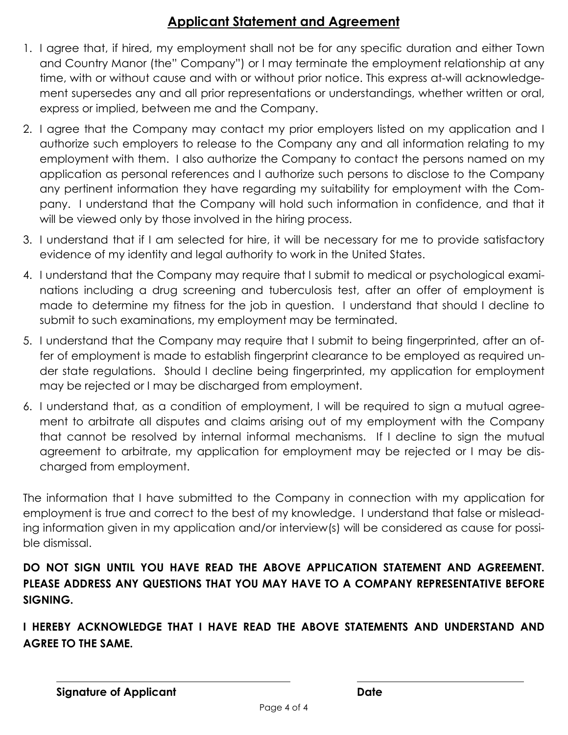## Applicant Statement and Agreement

1. I agree that, if hired, my employment shall not be for any specific duration and either Town and Country Manor (the" Company") or I may terminate the employment relationship at any time, with or without cause and with or without prior notice. This express at-will acknowledgement supersedes any and all prior representations or understandings, whether written or oral, express or implied, between me and the Company.
2. I agree that the Company may contact my prior employers listed on my application and I authorize such employers to release to the Company any and all information relating to my employment with them. I also authorize the Company to contact the persons named on my application as personal references and I authorize such persons to disclose to the Company any pertinent information they have regarding my suitability for employment with the Company. I understand that the Company will hold such information in confidence, and that it will be viewed only by those involved in the hiring process.
3. I understand that if I am selected for hire, it will be necessary for me to provide satisfactory evidence of my identity and legal authority to work in the United States.
4. I understand that the Company may require that I submit to medical or psychological examinations including a drug screening and tuberculosis test, after an offer of employment is made to determine my fitness for the job in question. I understand that should I decline to submit to such examinations, my employment may be terminated.
5. I understand that the Company may require that I submit to being fingerprinted, after an offer of employment is made to establish fingerprint clearance to be employed as required under state regulations. Should I decline being fingerprinted, my application for employment may be rejected or I may be discharged from employment.
6. I understand that, as a condition of employment, I will be required to sign a mutual agreement to arbitrate all disputes and claims arising out of my employment with the Company that cannot be resolved by internal informal mechanisms. If I decline to sign the mutual agreement to arbitrate, my application for employment may be rejected or I may be discharged from employment.

The information that I have submitted to the Company in connection with my application for employment is true and correct to the best of my knowledge. I understand that false or misleading information given in my application and/or interview(s) will be considered as cause for possible dismissal.

**DO NOT SIGN UNTIL YOU HAVE READ THE ABOVE APPLICATION STATEMENT AND AGREEMENT. PLEASE ADDRESS ANY QUESTIONS THAT YOU MAY HAVE TO A COMPANY REPRESENTATIVE BEFORE SIGNING.**

**I HEREBY ACKNOWLEDGE THAT I HAVE READ THE ABOVE STATEMENTS AND UNDERSTAND AND AGREE TO THE SAME.**

\_\_\_\_\_\_\_\_\_\_\_\_\_\_\_\_\_\_\_\_\_\_\_\_\_\_\_\_\_\_ \_\_\_\_\_\_\_\_\_\_\_\_\_\_\_\_\_\_\_\_

**Signature of Applicant** **Date**